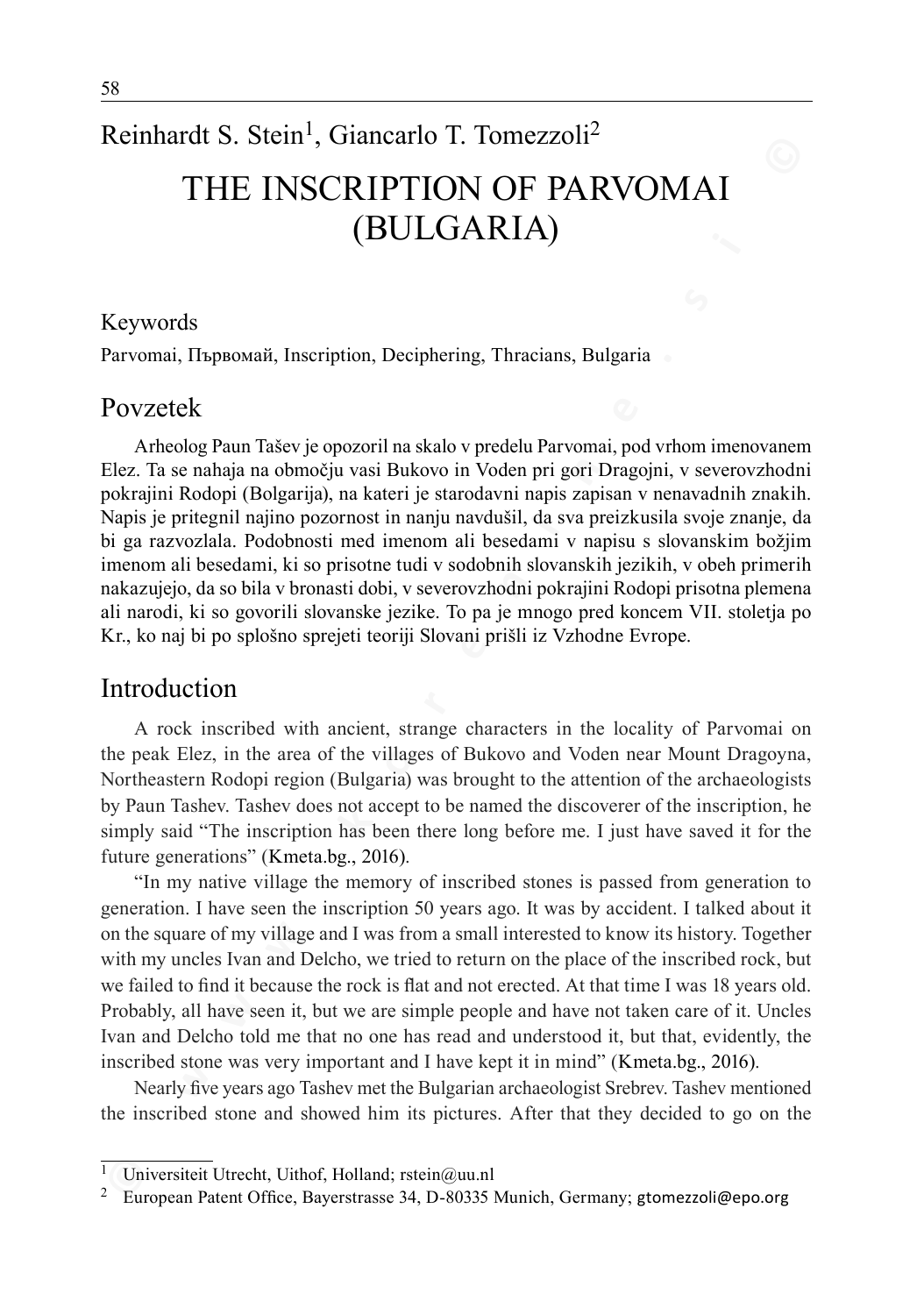Reinhardt S. Stein[1], Giancarlo T. Tomezzoli[2]

# THE INSCRIPTION OF PARVOMAI (BULGARIA)

## Keywords

Parvomai, Първомай, Inscription, Deciphering, Thracians, Bulgaria

## Povzetek

Arheolog Paun Tašev je opozoril na skalo v predelu Parvomai, pod vrhom imenovanem Elez. Ta se nahaja na območju vasi Bukovo in Voden pri gori Dragojni, v severovzhodni pokrajini Rodopi (Bolgarija), na kateri je starodavni napis zapisan v nenavadnih znakih. Napis je pritegnil najino pozornost in nanju navdušil, da sva preizkusila svoje znanje, da bi ga razvozlala. Podobnosti med imenom ali besedami v napisu s slovanskim božjim imenom ali besedami, ki so prisotne tudi v sodobnih slovanskih jezikih, v obeh primerih nakazujejo, da so bila v bronasti dobi, v severovzhodni pokrajini Rodopi prisotna plemena ali narodi, ki so govorili slovanske jezike. To pa je mnogo pred koncem VII. stoletja po Kr., ko naj bi po splošno sprejeti teoriji Slovani prišli iz Vzhodne Evrope.

## Introduction

A rock inscribed with ancient, strange characters in the locality of Parvomai on the peak Elez, in the area of the villages of Bukovo and Voden near Mount Dragoyna, Northeastern Rodopi region (Bulgaria) was brought to the attention of the archaeologists by Paun Tashev. Tashev does not accept to be named the discoverer of the inscription, he simply said "The inscription has been there long before me. I just have saved it for the future generations" (Kmeta.bg., 2016).

"In my native village the memory of inscribed stones is passed from generation to generation. I have seen the inscription 50 years ago. It was by accident. I talked about it on the square of my village and I was from a small interested to know its history. Together with my uncles Ivan and Delcho, we tried to return on the place of the inscribed rock, but we failed to find it because the rock is flat and not erected. At that time I was 18 years old. Probably, all have seen it, but we are simple people and have not taken care of it. Uncles Ivan and Delcho told me that no one has read and understood it, but that, evidently, the inscribed stone was very important and I have kept it in mind" (Kmeta.bg., 2016).

Nearly five years ago Tashev met the Bulgarian archaeologist Srebrev. Tashev mentioned the inscribed stone and showed him its pictures. After that they decided to go on the

---

[1] Universiteit Utrecht, Uithof, Holland; rstein@uu.nl

[2] European Patent Office, Bayerstrasse 34, D-80335 Munich, Germany; gtomezzoli@epo.org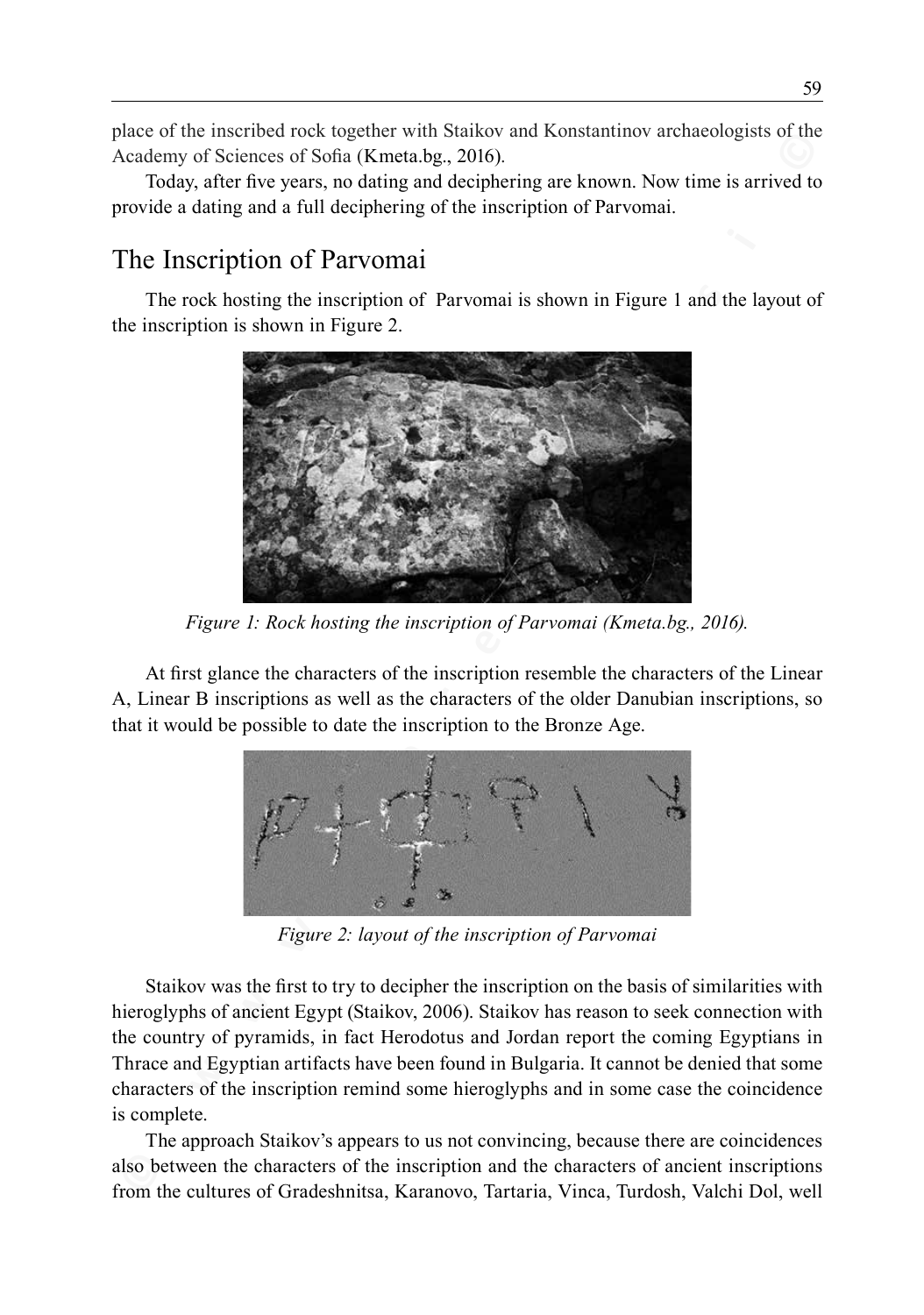place of the inscribed rock together with Staikov and Konstantinov archaeologists of the Academy of Sciences of Sofia (Kmeta.bg., 2016).

Today, after five years, no dating and deciphering are known. Now time is arrived to provide a dating and a full deciphering of the inscription of Parvomai.

## The Inscription of Parvomai

The rock hosting the inscription of Parvomai is shown in Figure 1 and the layout of the inscription is shown in Figure 2.

*Figure 1: Rock hosting the inscription of Parvomai (Kmeta.bg., 2016).*

At first glance the characters of the inscription resemble the characters of the Linear A, Linear B inscriptions as well as the characters of the older Danubian inscriptions, so that it would be possible to date the inscription to the Bronze Age.

*Figure 2: layout of the inscription of Parvomai*

Staikov was the first to try to decipher the inscription on the basis of similarities with hieroglyphs of ancient Egypt (Staikov, 2006). Staikov has reason to seek connection with the country of pyramids, in fact Herodotus and Jordan report the coming Egyptians in Thrace and Egyptian artifacts have been found in Bulgaria. It cannot be denied that some characters of the inscription remind some hieroglyphs and in some case the coincidence is complete.

The approach Staikov's appears to us not convincing, because there are coincidences also between the characters of the inscription and the characters of ancient inscriptions from the cultures of Gradeshnitsa, Karanovo, Tartaria, Vinca, Turdosh, Valchi Dol, well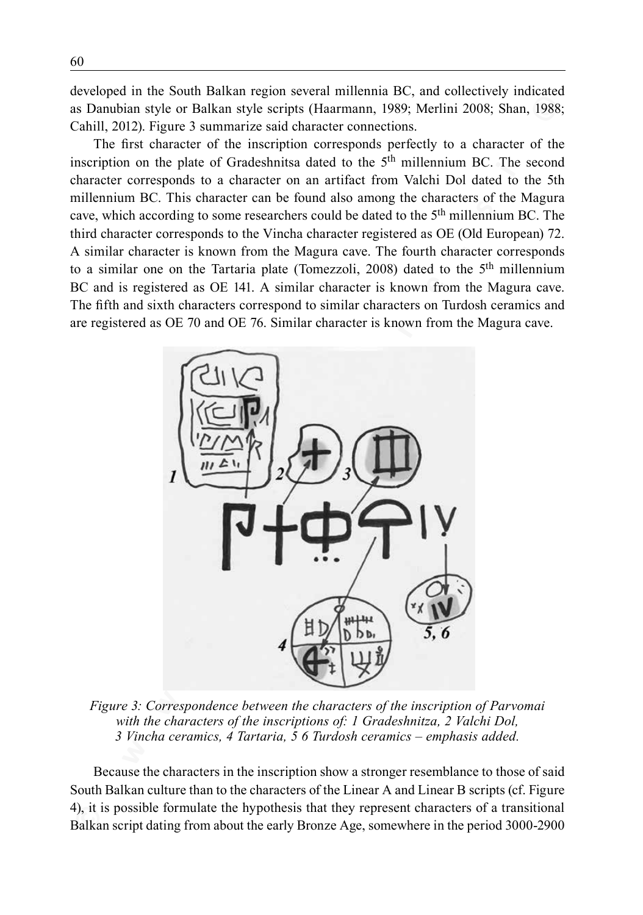developed in the South Balkan region several millennia BC, and collectively indicated as Danubian style or Balkan style scripts (Haarmann, 1989; Merlini 2008; Shan, 1988; Cahill, 2012). Figure 3 summarize said character connections.

The first character of the inscription corresponds perfectly to a character of the inscription on the plate of Gradeshnitsa dated to the 5th millennium BC. The second character corresponds to a character on an artifact from Valchi Dol dated to the 5th millennium BC. This character can be found also among the characters of the Magura cave, which according to some researchers could be dated to the 5th millennium BC. The third character corresponds to the Vincha character registered as OE (Old European) 72. A similar character is known from the Magura cave. The fourth character corresponds to a similar one on the Tartaria plate (Tomezzoli, 2008) dated to the 5th millennium BC and is registered as OE 141. A similar character is known from the Magura cave. The fifth and sixth characters correspond to similar characters on Turdosh ceramics and are registered as OE 70 and OE 76. Similar character is known from the Magura cave.

*Figure 3: Correspondence between the characters of the inscription of Parvomai with the characters of the inscriptions of: 1 Gradeshnitza, 2 Valchi Dol, 3 Vincha ceramics, 4 Tartaria, 5 6 Turdosh ceramics – emphasis added.*

Because the characters in the inscription show a stronger resemblance to those of said South Balkan culture than to the characters of the Linear A and Linear B scripts (cf. Figure 4), it is possible formulate the hypothesis that they represent characters of a transitional Balkan script dating from about the early Bronze Age, somewhere in the period 3000-2900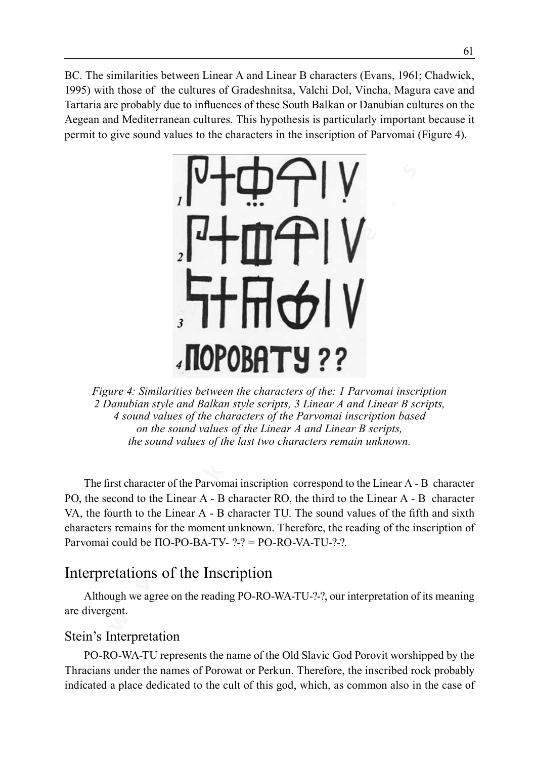BC. The similarities between Linear A and Linear B characters (Evans, 1961; Chadwick, 1995) with those of the cultures of Gradeshnitsa, Valchi Dol, Vincha, Magura cave and Tartaria are probably due to influences of these South Balkan or Danubian cultures on the Aegean and Mediterranean cultures. This hypothesis is particularly important because it permit to give sound values to the characters in the inscription of Parvomai (Figure 4).

*Figure 4: Similarities between the characters of the: 1 Parvomai inscription 2 Danubian style and Balkan style scripts, 3 Linear A and Linear B scripts, 4 sound values of the characters of the Parvomai inscription based on the sound values of the Linear A and Linear B scripts, the sound values of the last two characters remain unknown.*

The first character of the Parvomai inscription correspond to the Linear A - B character PO, the second to the Linear A - B character RO, the third to the Linear A - B character VA, the fourth to the Linear A - B character TU. The sound values of the fifth and sixth characters remains for the moment unknown. Therefore, the reading of the inscription of Parvomai could be ПО-РО-ВА-ТУ- ?-? = PO-RO-VA-TU-?-?.

## Interpretations of the Inscription

Although we agree on the reading PO-RO-WA-TU-?-?, our interpretation of its meaning are divergent.

### Stein's Interpretation

PO-RO-WA-TU represents the name of the Old Slavic God Porovit worshipped by the Thracians under the names of Porowat or Perkun. Therefore, the inscribed rock probably indicated a place dedicated to the cult of this god, which, as common also in the case of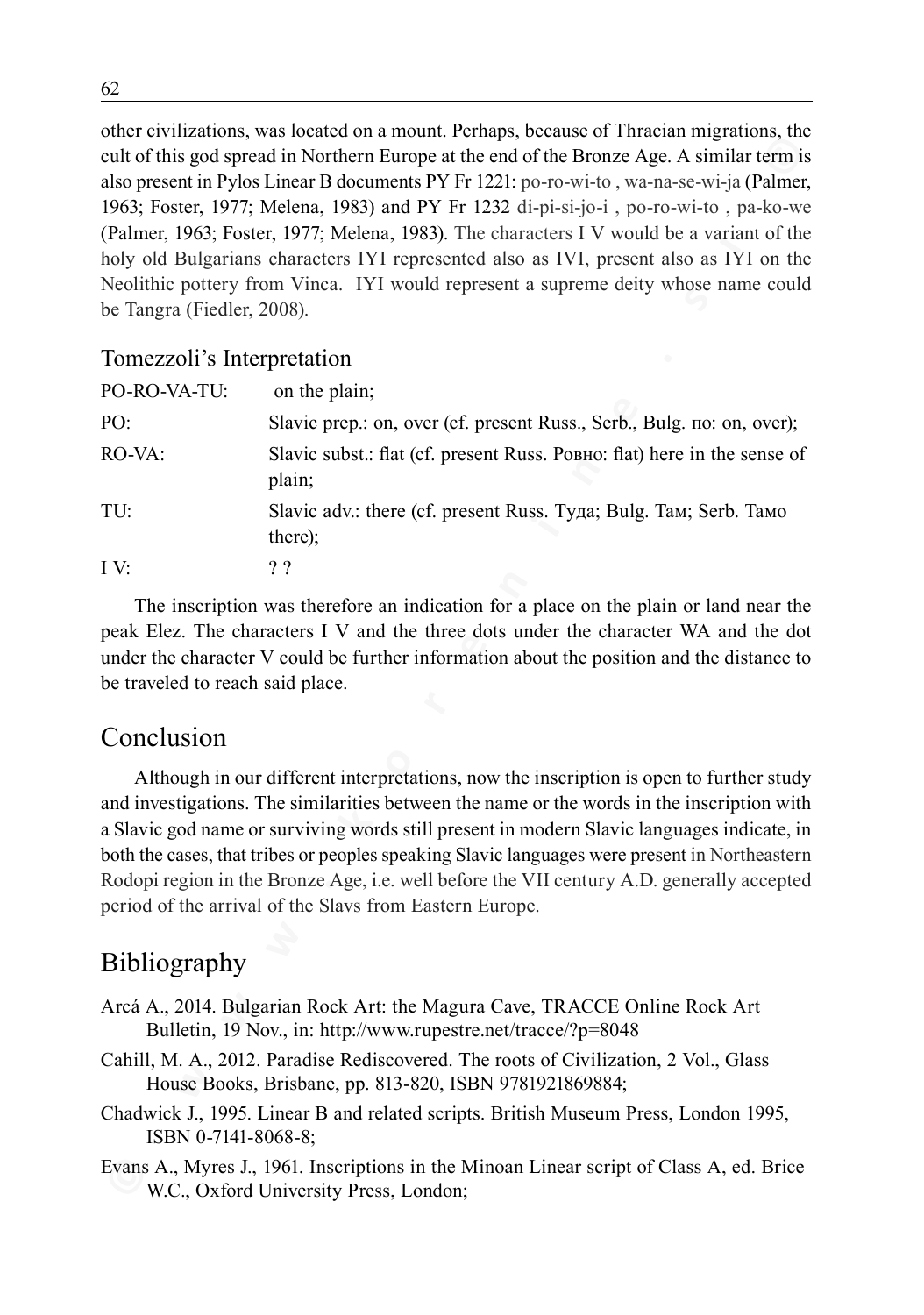other civilizations, was located on a mount. Perhaps, because of Thracian migrations, the cult of this god spread in Northern Europe at the end of the Bronze Age. A similar term is also present in Pylos Linear B documents PY Fr 1221: po-ro-wi-to , wa-na-se-wi-ja (Palmer, 1963; Foster, 1977; Melena, 1983) and PY Fr 1232 di-pi-si-jo-i , po-ro-wi-to , pa-ko-we (Palmer, 1963; Foster, 1977; Melena, 1983). The characters I V would be a variant of the holy old Bulgarians characters IYI represented also as IVI, present also as IYI on the Neolithic pottery from Vinca. IYI would represent a supreme deity whose name could be Tangra (Fiedler, 2008).

### Tomezzoli's Interpretation

| | |
|---|---|
| PO-RO-VA-TU: | on the plain; |
| PO: | Slavic prep.: on, over (cf. present Russ., Serb., Bulg. по: on, over); |
| RO-VA: | Slavic subst.: flat (cf. present Russ. Ровно: flat) here in the sense of plain; |
| TU: | Slavic adv.: there (cf. present Russ. Туда; Bulg. Там; Serb. Тамо there); |
| I V: | ? ? |

The inscription was therefore an indication for a place on the plain or land near the peak Elez. The characters I V and the three dots under the character WA and the dot under the character V could be further information about the position and the distance to be traveled to reach said place.

## Conclusion

Although in our different interpretations, now the inscription is open to further study and investigations. The similarities between the name or the words in the inscription with a Slavic god name or surviving words still present in modern Slavic languages indicate, in both the cases, that tribes or peoples speaking Slavic languages were present in Northeastern Rodopi region in the Bronze Age, i.e. well before the VII century A.D. generally accepted period of the arrival of the Slavs from Eastern Europe.

## Bibliography

Arcá A., 2014. Bulgarian Rock Art: the Magura Cave, TRACCE Online Rock Art Bulletin, 19 Nov., in: http://www.rupestre.net/tracce/?p=8048

Cahill, M. A., 2012. Paradise Rediscovered. The roots of Civilization, 2 Vol., Glass House Books, Brisbane, pp. 813-820, ISBN 9781921869884;

Chadwick J., 1995. Linear B and related scripts. British Museum Press, London 1995, ISBN 0-7141-8068-8;

Evans A., Myres J., 1961. Inscriptions in the Minoan Linear script of Class A, ed. Brice W.C., Oxford University Press, London;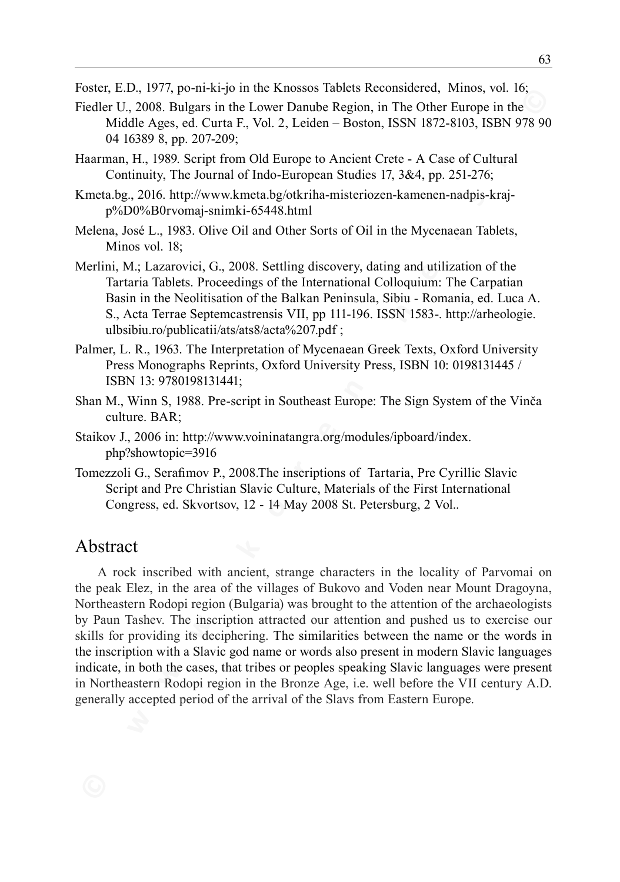Foster, E.D., 1977, po-ni-ki-jo in the Knossos Tablets Reconsidered, Minos, vol. 16;

Fiedler U., 2008. Bulgars in the Lower Danube Region, in The Other Europe in the Middle Ages, ed. Curta F., Vol. 2, Leiden – Boston, ISSN 1872-8103, ISBN 978 90 04 16389 8, pp. 207-209;

Haarman, H., 1989. Script from Old Europe to Ancient Crete - A Case of Cultural Continuity, The Journal of Indo-European Studies 17, 3&4, pp. 251-276;

Kmeta.bg., 2016. http://www.kmeta.bg/otkriha-misteriozen-kamenen-nadpis-kraj-p%D0%B0rvomaj-snimki-65448.html

Melena, José L., 1983. Olive Oil and Other Sorts of Oil in the Mycenaean Tablets, Minos vol. 18;

Merlini, M.; Lazarovici, G., 2008. Settling discovery, dating and utilization of the Tartaria Tablets. Proceedings of the International Colloquium: The Carpatian Basin in the Neolitisation of the Balkan Peninsula, Sibiu - Romania, ed. Luca A. S., Acta Terrae Septemcastrensis VII, pp 111-196. ISSN 1583-. http://arheologie.ulbsibiu.ro/publicatii/ats/ats8/acta%207.pdf ;

Palmer, L. R., 1963. The Interpretation of Mycenaean Greek Texts, Oxford University Press Monographs Reprints, Oxford University Press, ISBN 10: 0198131445 / ISBN 13: 9780198131441;

Shan M., Winn S, 1988. Pre-script in Southeast Europe: The Sign System of the Vinča culture. BAR;

Staikov J., 2006 in: http://www.voininatangra.org/modules/ipboard/index.php?showtopic=3916

Tomezzoli G., Serafimov P., 2008.The inscriptions of Tartaria, Pre Cyrillic Slavic Script and Pre Christian Slavic Culture, Materials of the First International Congress, ed. Skvortsov, 12 - 14 May 2008 St. Petersburg, 2 Vol..

## Abstract

A rock inscribed with ancient, strange characters in the locality of Parvomai on the peak Elez, in the area of the villages of Bukovo and Voden near Mount Dragoyna, Northeastern Rodopi region (Bulgaria) was brought to the attention of the archaeologists by Paun Tashev. The inscription attracted our attention and pushed us to exercise our skills for providing its deciphering. The similarities between the name or the words in the inscription with a Slavic god name or words also present in modern Slavic languages indicate, in both the cases, that tribes or peoples speaking Slavic languages were present in Northeastern Rodopi region in the Bronze Age, i.e. well before the VII century A.D. generally accepted period of the arrival of the Slavs from Eastern Europe.